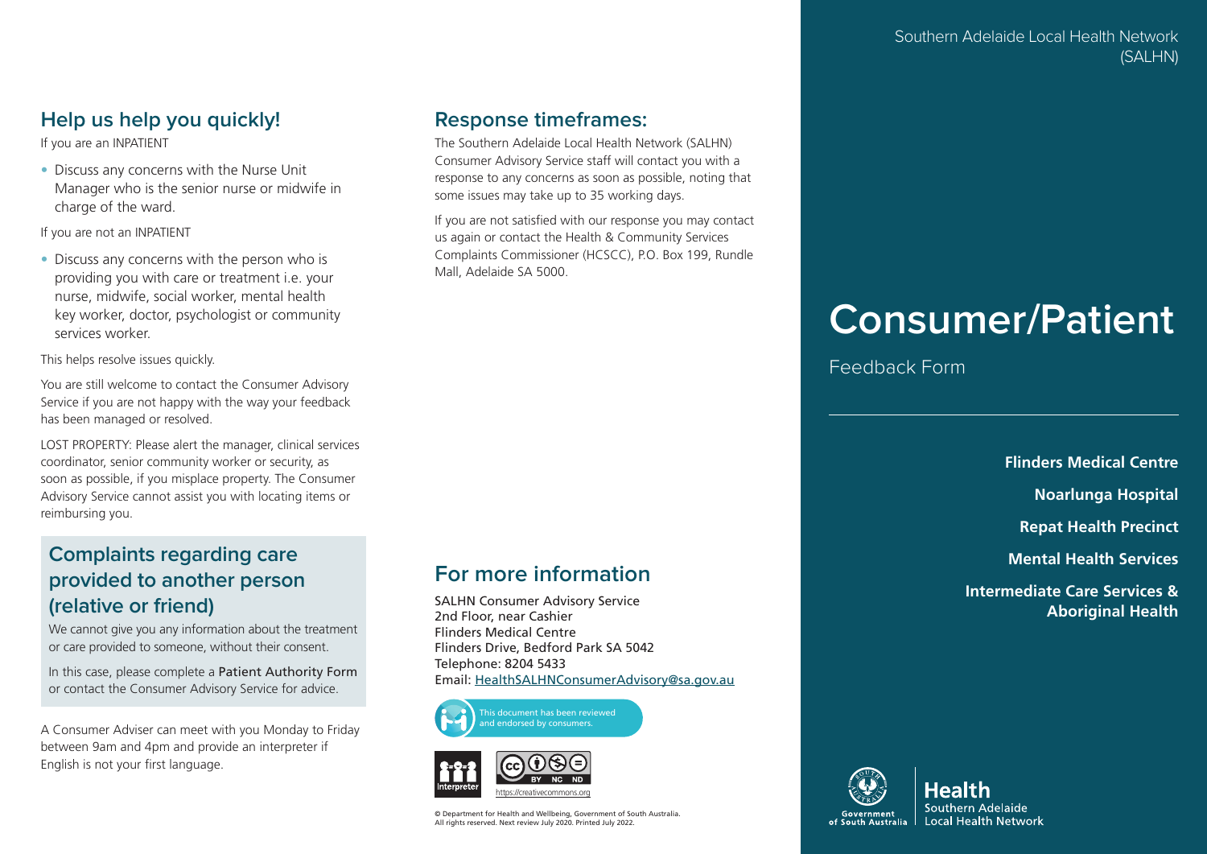## Help us help you quickly!

If you are an INPATIENT

- Discuss any concerns with the Nurse Unit Manager who is the senior nurse or midwife in charge of the ward.

If you are not an INPATIENT

- Discuss any concerns with the person who is providing you with care or treatment i.e. your nurse, midwife, social worker, mental health key worker, doctor, psychologist or community services worker.

This helps resolve issues quickly.

You are still welcome to contact the Consumer Advisory Service if you are not happy with the way your feedback has been managed or resolved.

LOST PROPERTY: Please alert the manager, clinical services coordinator, senior community worker or security, as soon as possible, if you misplace property. The Consumer Advisory Service cannot assist you with locating items or reimbursing you.

## Complaints regarding care provided to another person (relative or friend)

We cannot give you any information about the treatment or care provided to someone, without their consent.

In this case, please complete a Patient Authority Form or contact the Consumer Advisory Service for advice.

A Consumer Adviser can meet with you Monday to Friday between 9am and 4pm and provide an interpreter if English is not your first language.

## Response timeframes:

The Southern Adelaide Local Health Network (SALHN) Consumer Advisory Service staff will contact you with a response to any concerns as soon as possible, noting that some issues may take up to 35 working days.

If you are not satisfied with our response you may contact us again or contact the Health & Community Services Complaints Commissioner (HCSCC), P.O. Box 199, Rundle Mall, Adelaide SA 5000.

## For more information

SALHN Consumer Advisory Service
2nd Floor, near Cashier
Flinders Medical Centre
Flinders Drive, Bedford Park SA 5042
Telephone: 8204 5433
Email: HealthSALHNConsumerAdvisory@sa.gov.au

This document has been reviewed and endorsed by consumers.

Interpreter

https://creativecommons.org

© Department for Health and Wellbeing, Government of South Australia. All rights reserved. Next review July 2020. Printed July 2022.

Southern Adelaide Local Health Network (SALHN)

# Consumer/Patient

Feedback Form

**Flinders Medical Centre**

**Noarlunga Hospital**

**Repat Health Precinct**

**Mental Health Services**

**Intermediate Care Services & Aboriginal Health**

Government of South Australia

Health
Southern Adelaide Local Health Network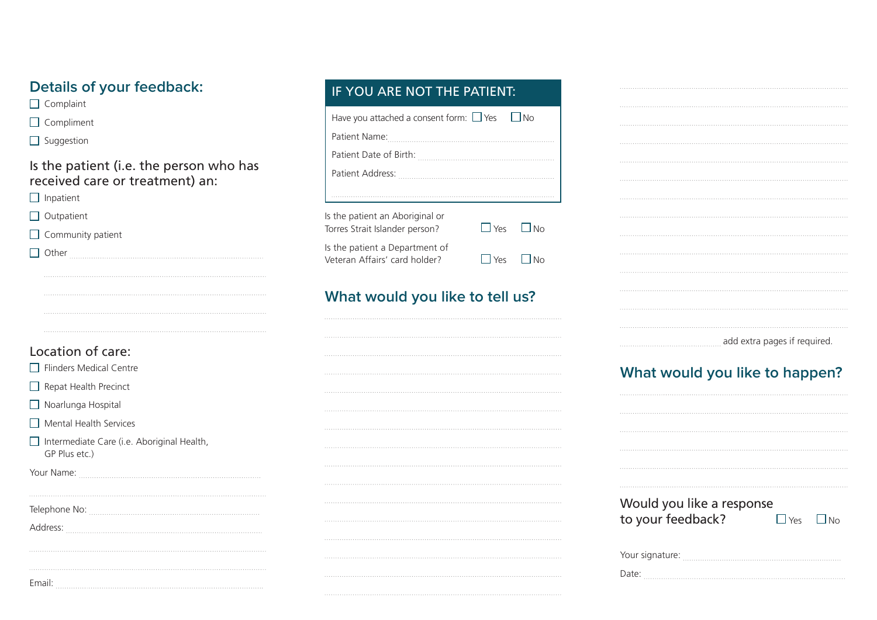## Details of your feedback:

- ☐ Complaint
- ☐ Compliment
- ☐ Suggestion

### Is the patient (i.e. the person who has received care or treatment) an:

- ☐ Inpatient
- ☐ Outpatient
- ☐ Community patient
- ☐ Other ..........................................

..........................................

..........................................

..........................................

..........................................

### Location of care:

- ☐ Flinders Medical Centre
- ☐ Repat Health Precinct
- ☐ Noarlunga Hospital
- ☐ Mental Health Services
- ☐ Intermediate Care (i.e. Aboriginal Health, GP Plus etc.)

Your Name: ..........................................

..........................................

Telephone No: ..........................................

Address: ..........................................

..........................................

..........................................

Email: ..........................................

## IF YOU ARE NOT THE PATIENT:

Have you attached a consent form: ☐ Yes ☐ No

Patient Name: ..........................................

Patient Date of Birth: ..........................................

Patient Address: ..........................................

..........................................

Is the patient an Aboriginal or Torres Strait Islander person? ☐ Yes ☐ No

Is the patient a Department of Veteran Affairs' card holder? ☐ Yes ☐ No

## What would you like to tell us?

..........................................

..........................................

..........................................

..........................................

..........................................

..........................................

..........................................

..........................................

..........................................

..........................................

..........................................

..........................................

..........................................

..........................................

..........................................

..........................................

..........................................

..........................................

..........................................

..........................................

..........................................

..........................................

..........................................

..........................................

..........................................

..........................................

..........................................

..........................................

..........................................

..........................................

..........................................

.......................... add extra pages if required.

## What would you like to happen?

..........................................

..........................................

..........................................

..........................................

..........................................

..........................................

### Would you like a response to your feedback? ☐ Yes ☐ No

Your signature: ..........................................

Date: ..........................................